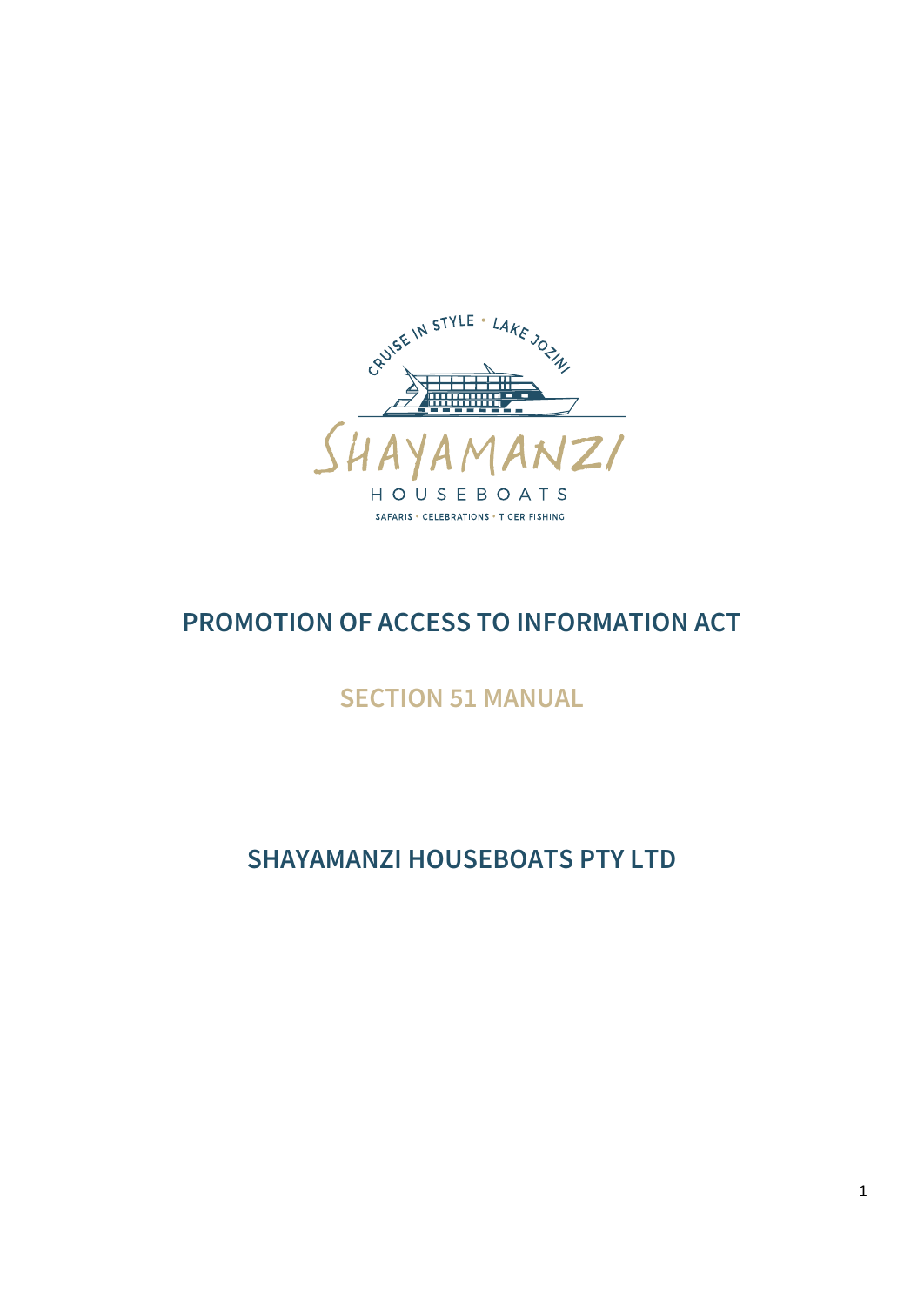# PROMOTION OF ACCESS TO INFORMATION ACT

## SECTION 51 MANUAL

## SHAYAMANZI HOUSEBOATS PTY LTD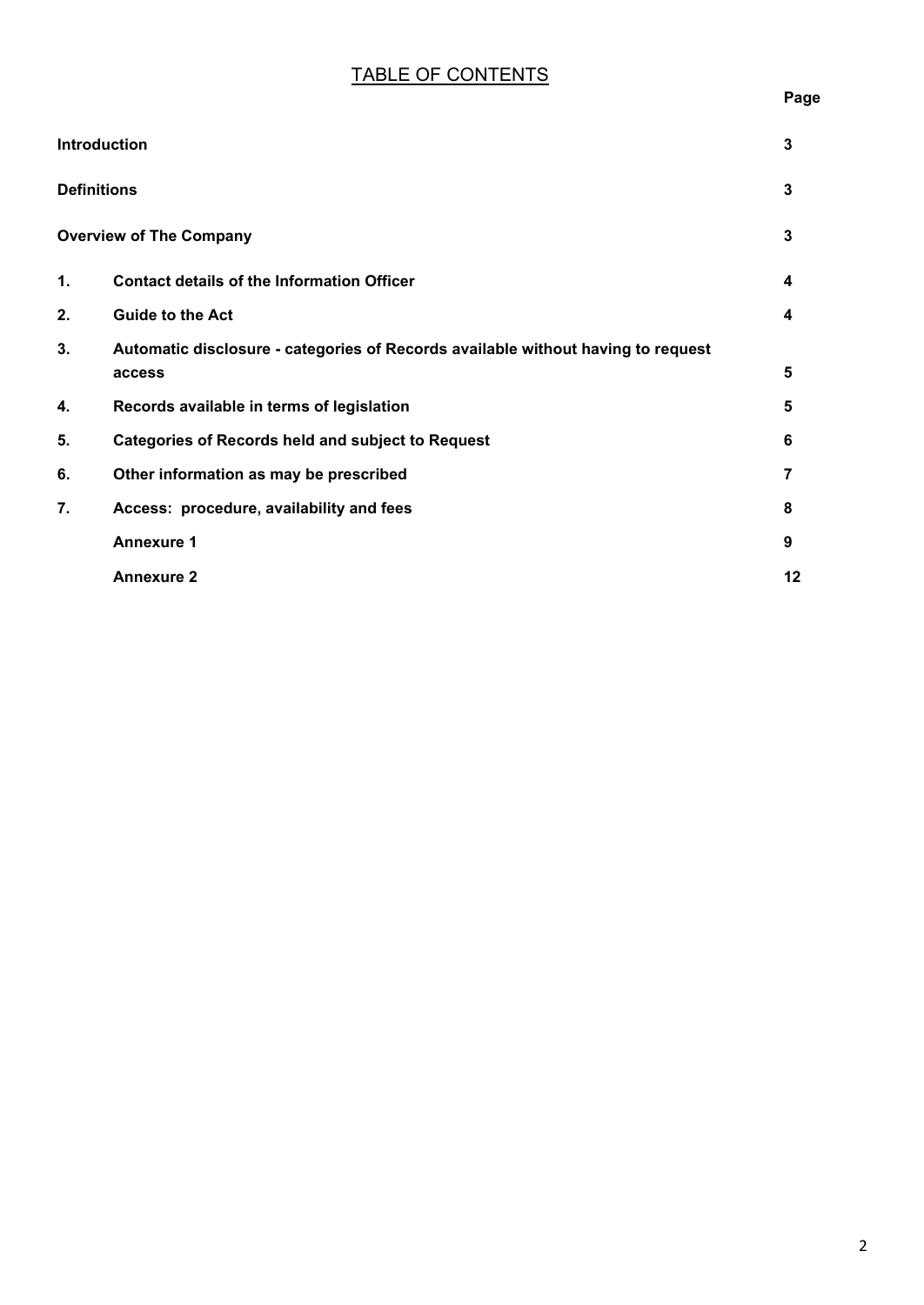# TABLE OF CONTENTS

| | | Page |
|---|---|---|
| **Introduction** | | **3** |
| **Definitions** | | **3** |
| **Overview of The Company** | | **3** |
| **1.** | **Contact details of the Information Officer** | **4** |
| **2.** | **Guide to the Act** | **4** |
| **3.** | **Automatic disclosure - categories of Records available without having to request access** | **5** |
| **4.** | **Records available in terms of legislation** | **5** |
| **5.** | **Categories of Records held and subject to Request** | **6** |
| **6.** | **Other information as may be prescribed** | **7** |
| **7.** | **Access: procedure, availability and fees** | **8** |
| | **Annexure 1** | **9** |
| | **Annexure 2** | **12** |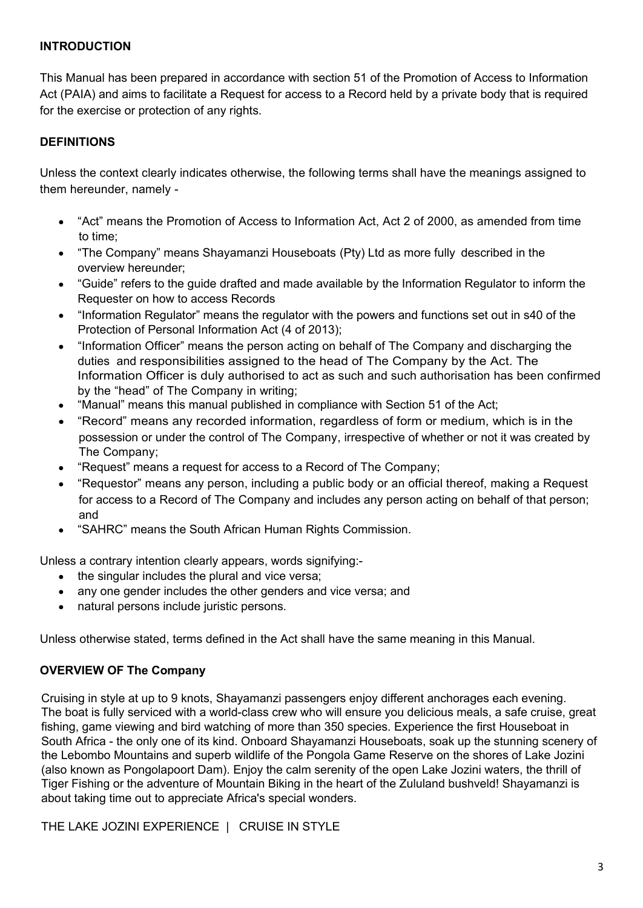## INTRODUCTION

This Manual has been prepared in accordance with section 51 of the Promotion of Access to Information Act (PAIA) and aims to facilitate a Request for access to a Record held by a private body that is required for the exercise or protection of any rights.

## DEFINITIONS

Unless the context clearly indicates otherwise, the following terms shall have the meanings assigned to them hereunder, namely -

- "Act" means the Promotion of Access to Information Act, Act 2 of 2000, as amended from time to time;
- "The Company" means Shayamanzi Houseboats (Pty) Ltd as more fully described in the overview hereunder;
- "Guide" refers to the guide drafted and made available by the Information Regulator to inform the Requester on how to access Records
- "Information Regulator" means the regulator with the powers and functions set out in s40 of the Protection of Personal Information Act (4 of 2013);
- "Information Officer" means the person acting on behalf of The Company and discharging the duties and responsibilities assigned to the head of The Company by the Act. The Information Officer is duly authorised to act as such and such authorisation has been confirmed by the "head" of The Company in writing;
- "Manual" means this manual published in compliance with Section 51 of the Act;
- "Record" means any recorded information, regardless of form or medium, which is in the possession or under the control of The Company, irrespective of whether or not it was created by The Company;
- "Request" means a request for access to a Record of The Company;
- "Requestor" means any person, including a public body or an official thereof, making a Request for access to a Record of The Company and includes any person acting on behalf of that person; and
- "SAHRC" means the South African Human Rights Commission.

Unless a contrary intention clearly appears, words signifying:-

- the singular includes the plural and vice versa;
- any one gender includes the other genders and vice versa; and
- natural persons include juristic persons.

Unless otherwise stated, terms defined in the Act shall have the same meaning in this Manual.

## OVERVIEW OF The Company

Cruising in style at up to 9 knots, Shayamanzi passengers enjoy different anchorages each evening. The boat is fully serviced with a world-class crew who will ensure you delicious meals, a safe cruise, great fishing, game viewing and bird watching of more than 350 species. Experience the first Houseboat in South Africa - the only one of its kind. Onboard Shayamanzi Houseboats, soak up the stunning scenery of the Lebombo Mountains and superb wildlife of the Pongola Game Reserve on the shores of Lake Jozini (also known as Pongolapoort Dam). Enjoy the calm serenity of the open Lake Jozini waters, the thrill of Tiger Fishing or the adventure of Mountain Biking in the heart of the Zululand bushveld! Shayamanzi is about taking time out to appreciate Africa's special wonders.

THE LAKE JOZINI EXPERIENCE | CRUISE IN STYLE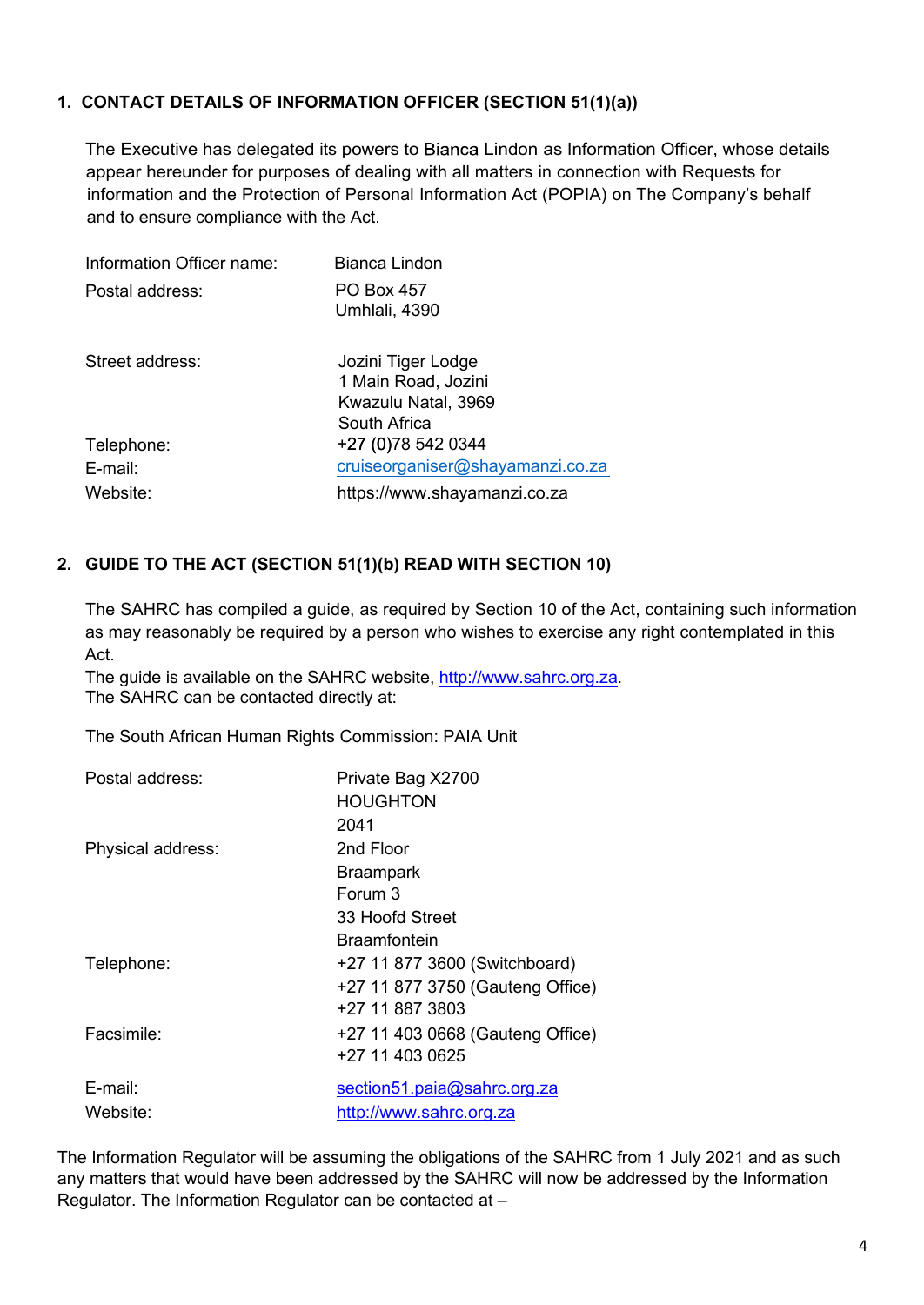## 1. CONTACT DETAILS OF INFORMATION OFFICER (SECTION 51(1)(a))

The Executive has delegated its powers to Bianca Lindon as Information Officer, whose details appear hereunder for purposes of dealing with all matters in connection with Requests for information and the Protection of Personal Information Act (POPIA) on The Company's behalf and to ensure compliance with the Act.

| | |
|---|---|
| Information Officer name: | Bianca Lindon |
| Postal address: | PO Box 457<br>Umhlali, 4390 |
| Street address: | Jozini Tiger Lodge<br>1 Main Road, Jozini<br>Kwazulu Natal, 3969<br>South Africa |
| Telephone: | +27 (0)78 542 0344 |
| E-mail: | cruiseorganiser@shayamanzi.co.za |
| Website: | https://www.shayamanzi.co.za |

## 2. GUIDE TO THE ACT (SECTION 51(1)(b) READ WITH SECTION 10)

The SAHRC has compiled a guide, as required by Section 10 of the Act, containing such information as may reasonably be required by a person who wishes to exercise any right contemplated in this Act.

The guide is available on the SAHRC website, http://www.sahrc.org.za.

The SAHRC can be contacted directly at:

The South African Human Rights Commission: PAIA Unit

| | |
|---|---|
| Postal address: | Private Bag X2700<br>HOUGHTON<br>2041 |
| Physical address: | 2nd Floor<br>Braampark<br>Forum 3<br>33 Hoofd Street<br>Braamfontein |
| Telephone: | +27 11 877 3600 (Switchboard)<br>+27 11 877 3750 (Gauteng Office)<br>+27 11 887 3803 |
| Facsimile: | +27 11 403 0668 (Gauteng Office)<br>+27 11 403 0625 |
| E-mail: | section51.paia@sahrc.org.za |
| Website: | http://www.sahrc.org.za |

The Information Regulator will be assuming the obligations of the SAHRC from 1 July 2021 and as such any matters that would have been addressed by the SAHRC will now be addressed by the Information Regulator. The Information Regulator can be contacted at –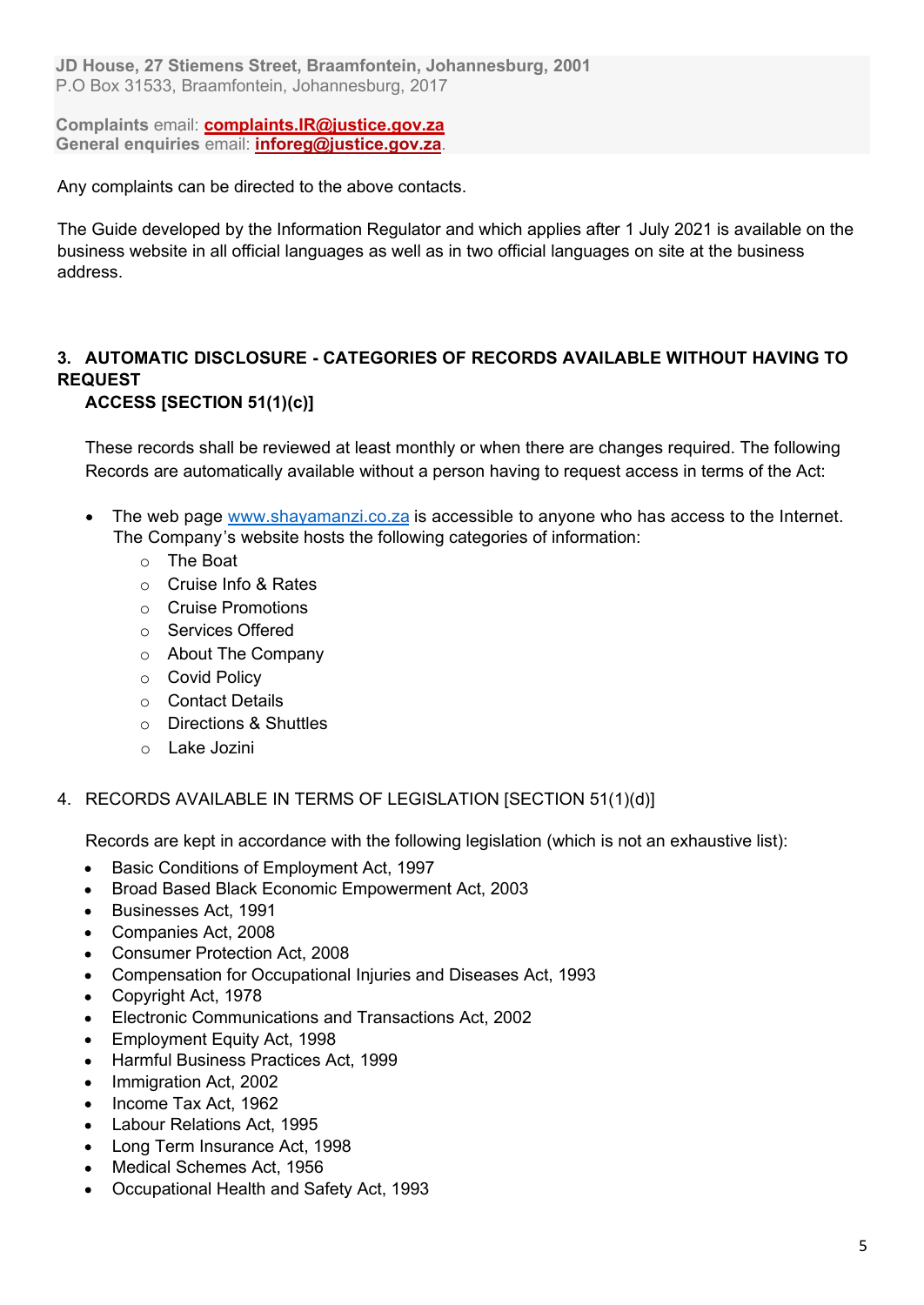**JD House, 27 Stiemens Street, Braamfontein, Johannesburg, 2001**
P.O Box 31533, Braamfontein, Johannesburg, 2017

**Complaints** email: **complaints.IR@justice.gov.za**
**General enquiries** email: **inforeg@justice.gov.za**.

Any complaints can be directed to the above contacts.

The Guide developed by the Information Regulator and which applies after 1 July 2021 is available on the business website in all official languages as well as in two official languages on site at the business address.

## 3. AUTOMATIC DISCLOSURE - CATEGORIES OF RECORDS AVAILABLE WITHOUT HAVING TO REQUEST ACCESS [SECTION 51(1)(c)]

These records shall be reviewed at least monthly or when there are changes required. The following Records are automatically available without a person having to request access in terms of the Act:

- The web page www.shayamanzi.co.za is accessible to anyone who has access to the Internet. The Company's website hosts the following categories of information:
  - The Boat
  - Cruise Info & Rates
  - Cruise Promotions
  - Services Offered
  - About The Company
  - Covid Policy
  - Contact Details
  - Directions & Shuttles
  - Lake Jozini

## 4. RECORDS AVAILABLE IN TERMS OF LEGISLATION [SECTION 51(1)(d)]

Records are kept in accordance with the following legislation (which is not an exhaustive list):

- Basic Conditions of Employment Act, 1997
- Broad Based Black Economic Empowerment Act, 2003
- Businesses Act, 1991
- Companies Act, 2008
- Consumer Protection Act, 2008
- Compensation for Occupational Injuries and Diseases Act, 1993
- Copyright Act, 1978
- Electronic Communications and Transactions Act, 2002
- Employment Equity Act, 1998
- Harmful Business Practices Act, 1999
- Immigration Act, 2002
- Income Tax Act, 1962
- Labour Relations Act, 1995
- Long Term Insurance Act, 1998
- Medical Schemes Act, 1956
- Occupational Health and Safety Act, 1993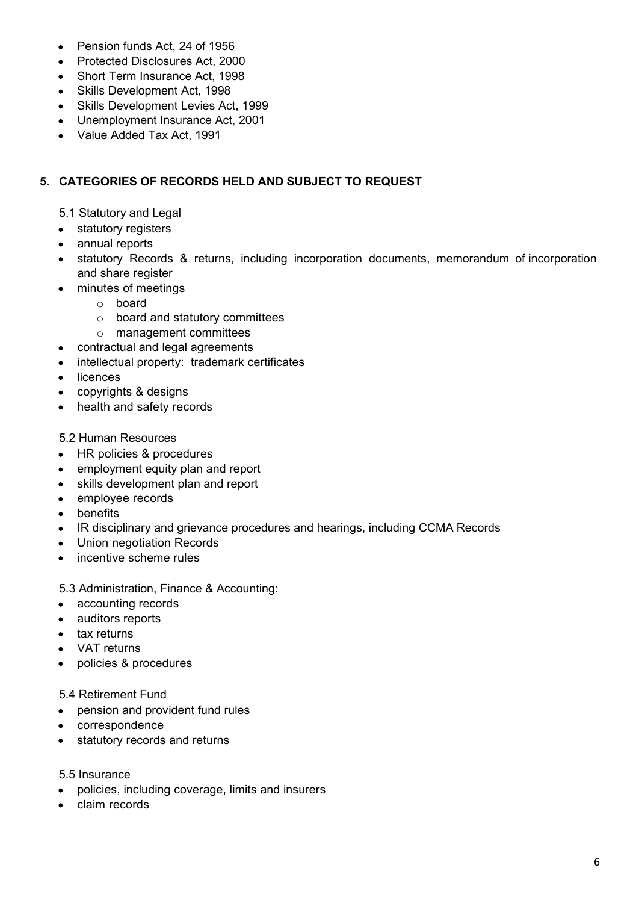- Pension funds Act, 24 of 1956
- Protected Disclosures Act, 2000
- Short Term Insurance Act, 1998
- Skills Development Act, 1998
- Skills Development Levies Act, 1999
- Unemployment Insurance Act, 2001
- Value Added Tax Act, 1991

## 5. CATEGORIES OF RECORDS HELD AND SUBJECT TO REQUEST

5.1 Statutory and Legal

- statutory registers
- annual reports
- statutory Records & returns, including incorporation documents, memorandum of incorporation and share register
- minutes of meetings
  - board
  - board and statutory committees
  - management committees
- contractual and legal agreements
- intellectual property: trademark certificates
- licences
- copyrights & designs
- health and safety records

5.2 Human Resources

- HR policies & procedures
- employment equity plan and report
- skills development plan and report
- employee records
- benefits
- IR disciplinary and grievance procedures and hearings, including CCMA Records
- Union negotiation Records
- incentive scheme rules

5.3 Administration, Finance & Accounting:

- accounting records
- auditors reports
- tax returns
- VAT returns
- policies & procedures

5.4 Retirement Fund

- pension and provident fund rules
- correspondence
- statutory records and returns

5.5 Insurance

- policies, including coverage, limits and insurers
- claim records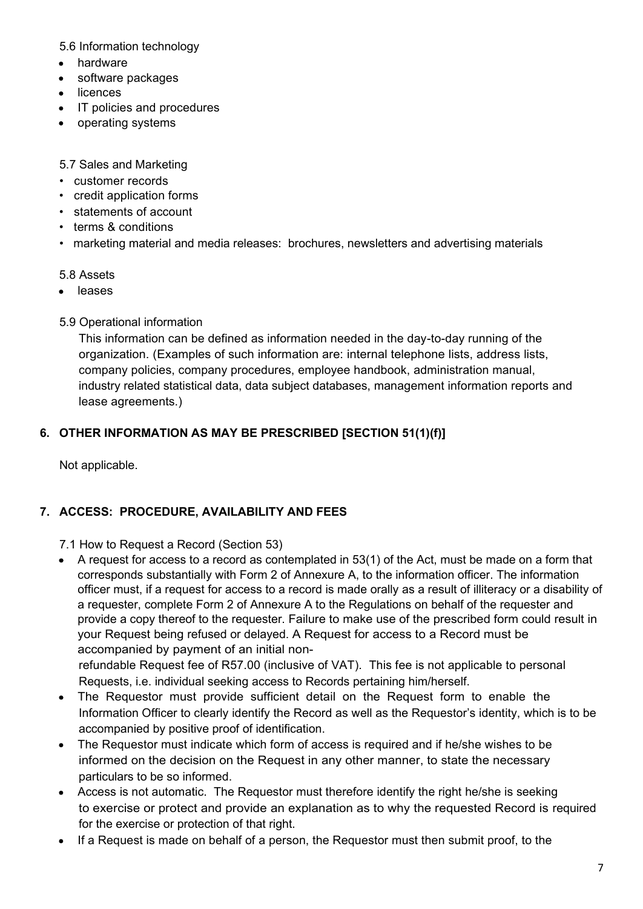5.6 Information technology

- hardware
- software packages
- licences
- IT policies and procedures
- operating systems

5.7 Sales and Marketing

- customer records
- credit application forms
- statements of account
- terms & conditions
- marketing material and media releases: brochures, newsletters and advertising materials

5.8 Assets

- leases

5.9 Operational information

This information can be defined as information needed in the day-to-day running of the organization. (Examples of such information are: internal telephone lists, address lists, company policies, company procedures, employee handbook, administration manual, industry related statistical data, data subject databases, management information reports and lease agreements.)

## 6. OTHER INFORMATION AS MAY BE PRESCRIBED [SECTION 51(1)(f)]

Not applicable.

## 7. ACCESS: PROCEDURE, AVAILABILITY AND FEES

7.1 How to Request a Record (Section 53)

- A request for access to a record as contemplated in 53(1) of the Act, must be made on a form that corresponds substantially with Form 2 of Annexure A, to the information officer. The information officer must, if a request for access to a record is made orally as a result of illiteracy or a disability of a requester, complete Form 2 of Annexure A to the Regulations on behalf of the requester and provide a copy thereof to the requester. Failure to make use of the prescribed form could result in your Request being refused or delayed. A Request for access to a Record must be accompanied by payment of an initial non-refundable Request fee of R57.00 (inclusive of VAT). This fee is not applicable to personal Requests, i.e. individual seeking access to Records pertaining him/herself.
- The Requestor must provide sufficient detail on the Request form to enable the Information Officer to clearly identify the Record as well as the Requestor's identity, which is to be accompanied by positive proof of identification.
- The Requestor must indicate which form of access is required and if he/she wishes to be informed on the decision on the Request in any other manner, to state the necessary particulars to be so informed.
- Access is not automatic. The Requestor must therefore identify the right he/she is seeking to exercise or protect and provide an explanation as to why the requested Record is required for the exercise or protection of that right.
- If a Request is made on behalf of a person, the Requestor must then submit proof, to the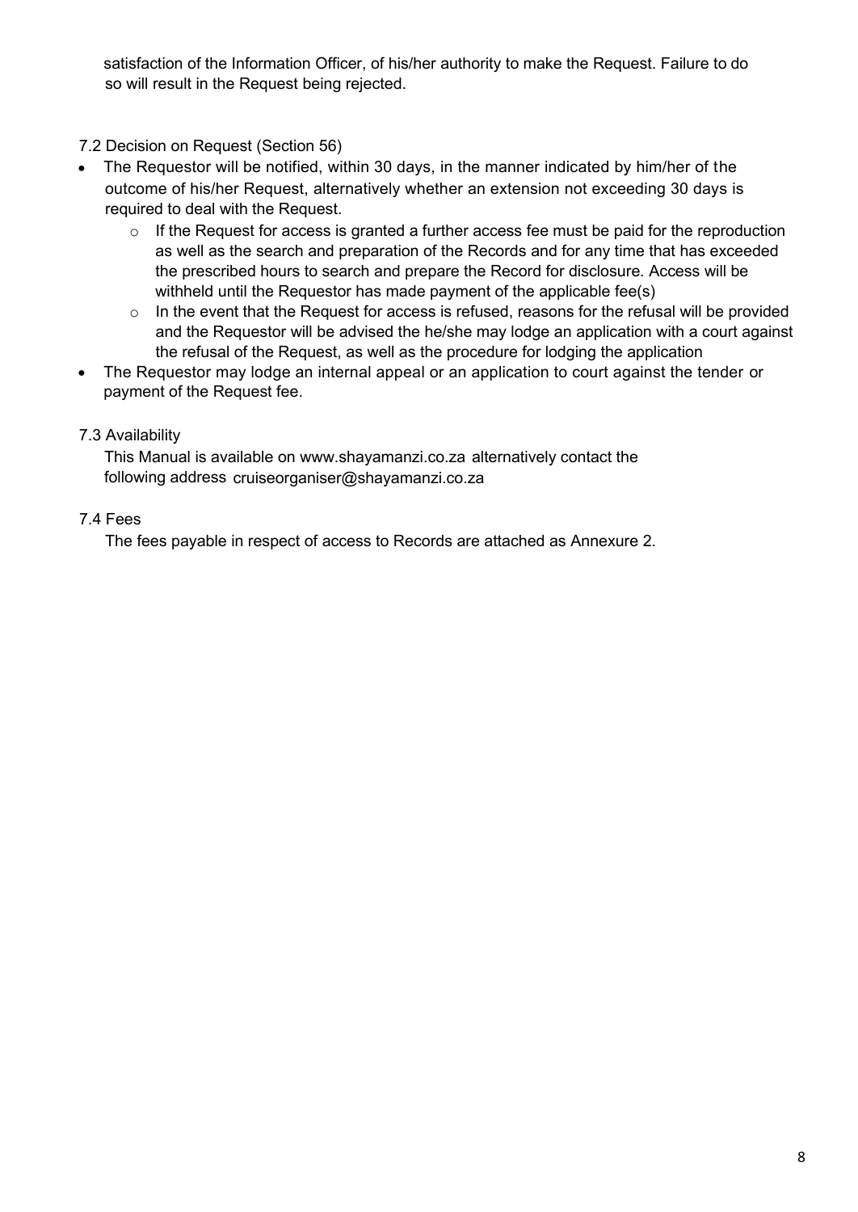satisfaction of the Information Officer, of his/her authority to make the Request. Failure to do so will result in the Request being rejected.

7.2 Decision on Request (Section 56)

- The Requestor will be notified, within 30 days, in the manner indicated by him/her of the outcome of his/her Request, alternatively whether an extension not exceeding 30 days is required to deal with the Request.
    - If the Request for access is granted a further access fee must be paid for the reproduction as well as the search and preparation of the Records and for any time that has exceeded the prescribed hours to search and prepare the Record for disclosure. Access will be withheld until the Requestor has made payment of the applicable fee(s)
    - In the event that the Request for access is refused, reasons for the refusal will be provided and the Requestor will be advised the he/she may lodge an application with a court against the refusal of the Request, as well as the procedure for lodging the application
- The Requestor may lodge an internal appeal or an application to court against the tender or payment of the Request fee.

7.3 Availability

This Manual is available on www.shayamanzi.co.za alternatively contact the following address cruiseorganiser@shayamanzi.co.za

7.4 Fees

The fees payable in respect of access to Records are attached as Annexure 2.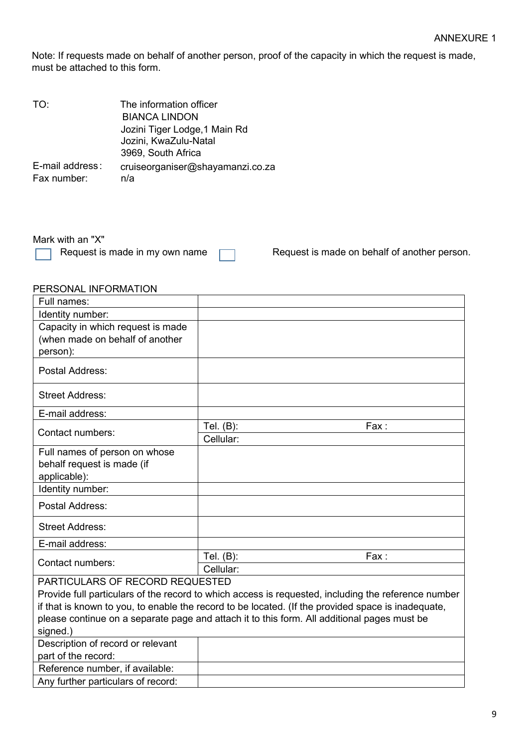ANNEXURE 1

Note: If requests made on behalf of another person, proof of the capacity in which the request is made, must be attached to this form.

| | |
|---|---|
| TO: | The information officer<br>BIANCA LINDON<br>Jozini Tiger Lodge,1 Main Rd<br>Jozini, KwaZulu-Natal<br>3969, South Africa |
| E-mail address: | cruiseorganiser@shayamanzi.co.za |
| Fax number: | n/a |

Mark with an "X"

☐ Request is made in my own name ☐ Request is made on behalf of another person.

PERSONAL INFORMATION

| | |
|---|---|
| Full names: | |
| Identity number: | |
| Capacity in which request is made (when made on behalf of another person): | |
| Postal Address: | |
| Street Address: | |
| E-mail address: | |
| Contact numbers: | Tel. (B): Fax : |
| | Cellular: |
| Full names of person on whose behalf request is made (if applicable): | |
| Identity number: | |
| Postal Address: | |
| Street Address: | |
| E-mail address: | |
| Contact numbers: | Tel. (B): Fax : |
| | Cellular: |

PARTICULARS OF RECORD REQUESTED

Provide full particulars of the record to which access is requested, including the reference number if that is known to you, to enable the record to be located. (If the provided space is inadequate, please continue on a separate page and attach it to this form. All additional pages must be signed.)

| | |
|---|---|
| Description of record or relevant part of the record: | |
| Reference number, if available: | |
| Any further particulars of record: | |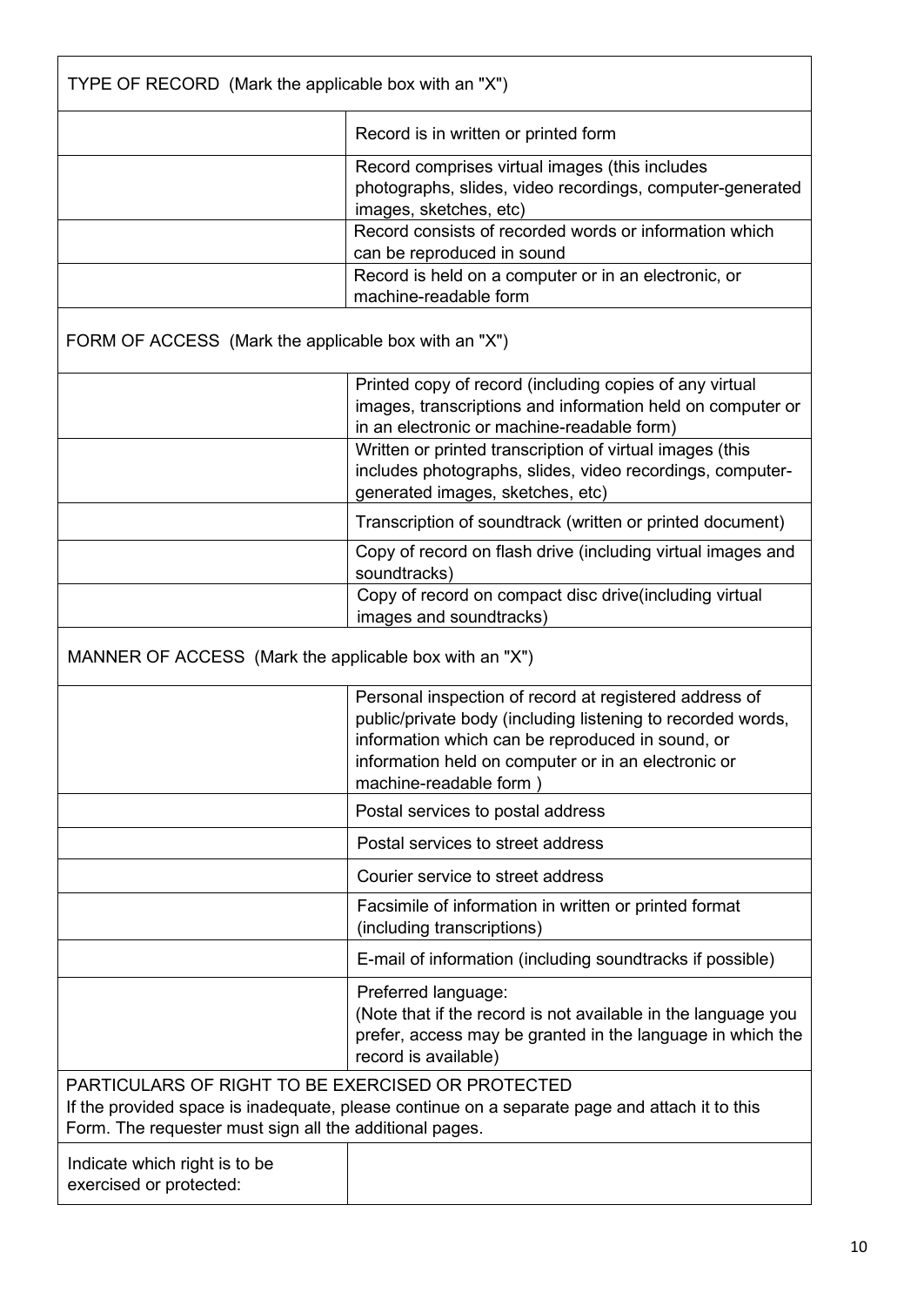| TYPE OF RECORD (Mark the applicable box with an "X") | |
|---|---|
| | Record is in written or printed form |
| | Record comprises virtual images (this includes photographs, slides, video recordings, computer-generated images, sketches, etc) |
| | Record consists of recorded words or information which can be reproduced in sound |
| | Record is held on a computer or in an electronic, or machine-readable form |
| **FORM OF ACCESS (Mark the applicable box with an "X")** | |
| | Printed copy of record (including copies of any virtual images, transcriptions and information held on computer or in an electronic or machine-readable form) |
| | Written or printed transcription of virtual images (this includes photographs, slides, video recordings, computer-generated images, sketches, etc) |
| | Transcription of soundtrack (written or printed document) |
| | Copy of record on flash drive (including virtual images and soundtracks) |
| | Copy of record on compact disc drive(including virtual images and soundtracks) |
| **MANNER OF ACCESS (Mark the applicable box with an "X")** | |
| | Personal inspection of record at registered address of public/private body (including listening to recorded words, information which can be reproduced in sound, or information held on computer or in an electronic or machine-readable form ) |
| | Postal services to postal address |
| | Postal services to street address |
| | Courier service to street address |
| | Facsimile of information in written or printed format (including transcriptions) |
| | E-mail of information (including soundtracks if possible) |
| | Preferred language: (Note that if the record is not available in the language you prefer, access may be granted in the language in which the record is available) |
| **PARTICULARS OF RIGHT TO BE EXERCISED OR PROTECTED** If the provided space is inadequate, please continue on a separate page and attach it to this Form. The requester must sign all the additional pages. | |
| Indicate which right is to be exercised or protected: | |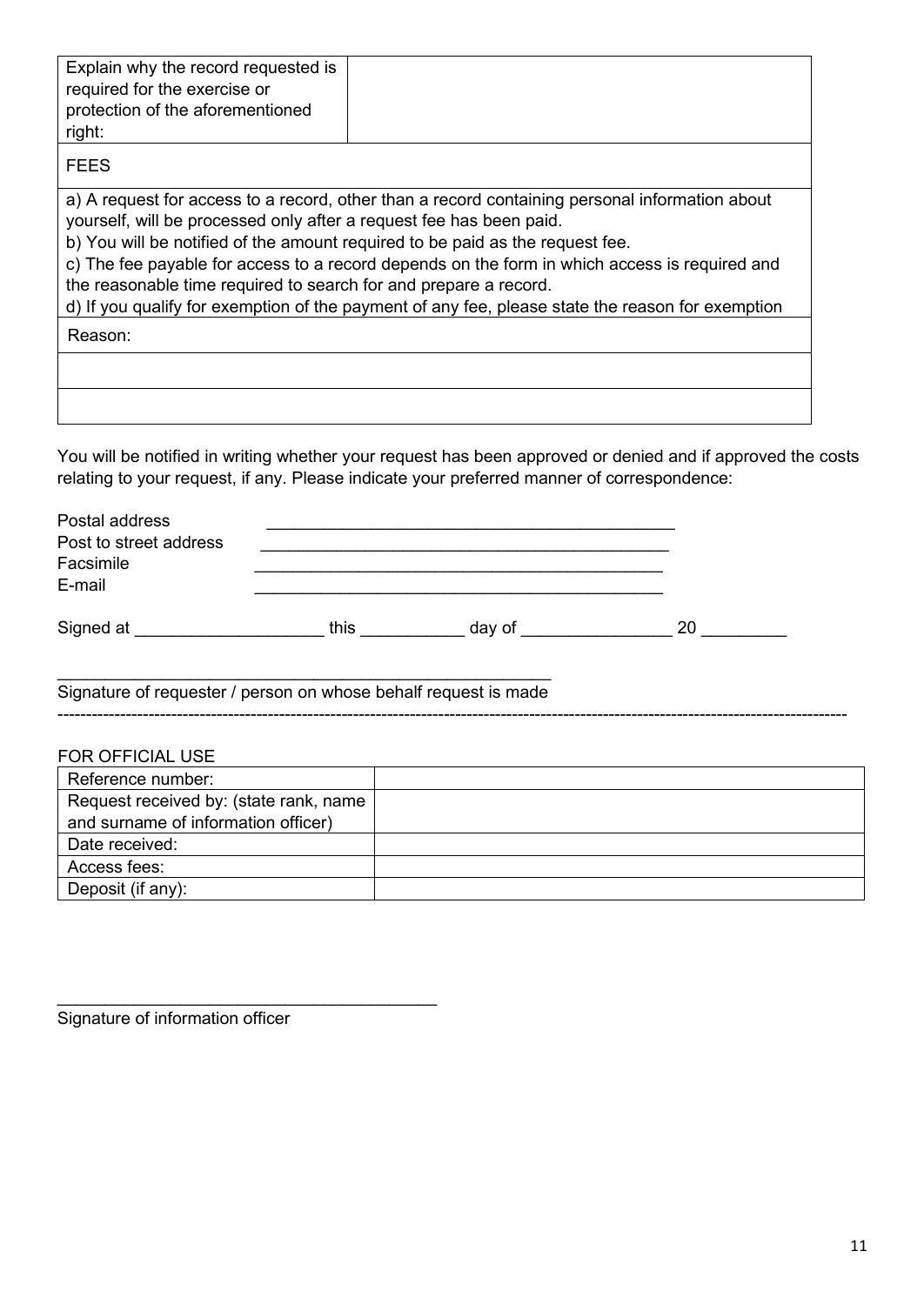| Explain why the record requested is required for the exercise or protection of the aforementioned right: | |
|---|---|

| FEES |
|---|
| a) A request for access to a record, other than a record containing personal information about yourself, will be processed only after a request fee has been paid.<br>b) You will be notified of the amount required to be paid as the request fee.<br>c) The fee payable for access to a record depends on the form in which access is required and the reasonable time required to search for and prepare a record.<br>d) If you qualify for exemption of the payment of any fee, please state the reason for exemption |
| Reason: |
| |
| |

You will be notified in writing whether your request has been approved or denied and if approved the costs relating to your request, if any. Please indicate your preferred manner of correspondence:

Postal address ____________________________________________

Post to street address ____________________________________________

Facsimile ____________________________________________

E-mail ____________________________________________

Signed at ____________________ this ___________ day of ________________ 20 _________

______________________________________________________

Signature of requester / person on whose behalf request is made

---

FOR OFFICIAL USE

| Reference number: | |
|---|---|
| Request received by: (state rank, name and surname of information officer) | |
| Date received: | |
| Access fees: | |
| Deposit (if any): | |

________________________________________

Signature of information officer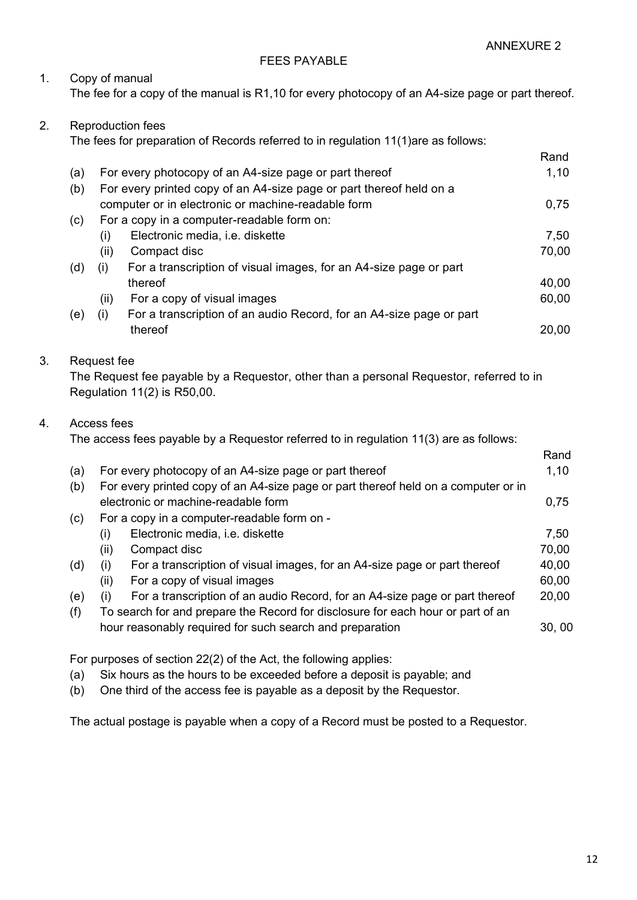ANNEXURE 2

# FEES PAYABLE

1. Copy of manual

   The fee for a copy of the manual is R1,10 for every photocopy of an A4-size page or part thereof.

2. Reproduction fees

   The fees for preparation of Records referred to in regulation 11(1)are as follows:

| | | | Rand |
|---|---|---|---|
| (a) | | For every photocopy of an A4-size page or part thereof | 1,10 |
| (b) | | For every printed copy of an A4-size page or part thereof held on a computer or in electronic or machine-readable form | 0,75 |
| (c) | | For a copy in a computer-readable form on: | |
| | (i) | Electronic media, i.e. diskette | 7,50 |
| | (ii) | Compact disc | 70,00 |
| (d) | (i) | For a transcription of visual images, for an A4-size page or part thereof | 40,00 |
| | (ii) | For a copy of visual images | 60,00 |
| (e) | (i) | For a transcription of an audio Record, for an A4-size page or part thereof | 20,00 |

3. Request fee

   The Request fee payable by a Requestor, other than a personal Requestor, referred to in Regulation 11(2) is R50,00.

4. Access fees

   The access fees payable by a Requestor referred to in regulation 11(3) are as follows:

| | | | Rand |
|---|---|---|---|
| (a) | | For every photocopy of an A4-size page or part thereof | 1,10 |
| (b) | | For every printed copy of an A4-size page or part thereof held on a computer or in electronic or machine-readable form | 0,75 |
| (c) | | For a copy in a computer-readable form on - | |
| | (i) | Electronic media, i.e. diskette | 7,50 |
| | (ii) | Compact disc | 70,00 |
| (d) | (i) | For a transcription of visual images, for an A4-size page or part thereof | 40,00 |
| | (ii) | For a copy of visual images | 60,00 |
| (e) | (i) | For a transcription of an audio Record, for an A4-size page or part thereof | 20,00 |
| (f) | | To search for and prepare the Record for disclosure for each hour or part of an hour reasonably required for such search and preparation | 30, 00 |

For purposes of section 22(2) of the Act, the following applies:

(a) Six hours as the hours to be exceeded before a deposit is payable; and

(b) One third of the access fee is payable as a deposit by the Requestor.

The actual postage is payable when a copy of a Record must be posted to a Requestor.